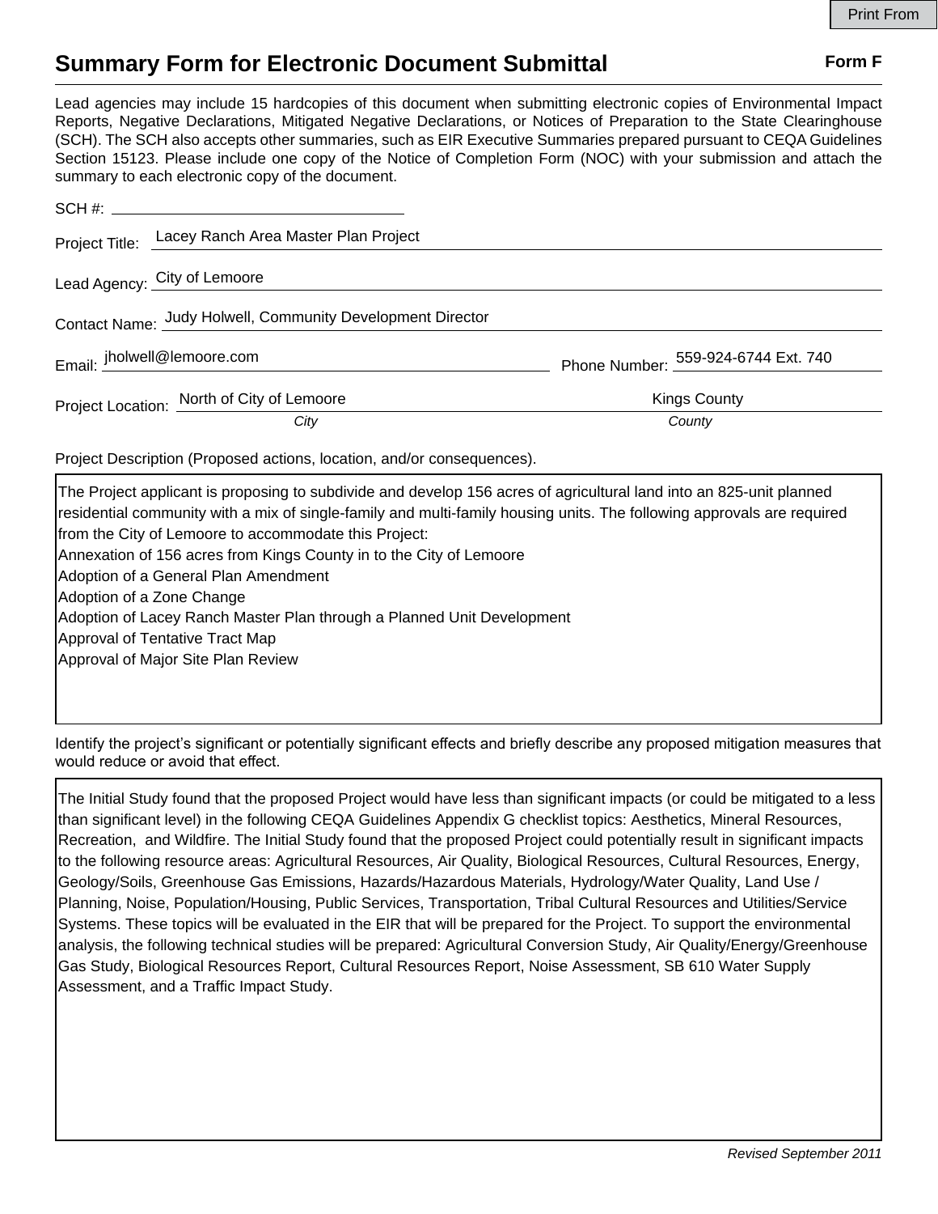Print From

# Summary Form for Electronic Document Submittal

**Form F**

Lead agencies may include 15 hardcopies of this document when submitting electronic copies of Environmental Impact Reports, Negative Declarations, Mitigated Negative Declarations, or Notices of Preparation to the State Clearinghouse (SCH). The SCH also accepts other summaries, such as EIR Executive Summaries prepared pursuant to CEQA Guidelines Section 15123. Please include one copy of the Notice of Completion Form (NOC) with your submission and attach the summary to each electronic copy of the document.

SCH #: 

Project Title: Lacey Ranch Area Master Plan Project

Lead Agency: City of Lemoore

Contact Name: Judy Holwell, Community Development Director

Email: jholwell@lemoore.com

Phone Number: 559-924-6744 Ext. 740

Project Location: North of City of Lemoore (*City*), Kings County (*County*)

Project Description (Proposed actions, location, and/or consequences).

The Project applicant is proposing to subdivide and develop 156 acres of agricultural land into an 825-unit planned residential community with a mix of single-family and multi-family housing units. The following approvals are required from the City of Lemoore to accommodate this Project:
Annexation of 156 acres from Kings County in to the City of Lemoore
Adoption of a General Plan Amendment
Adoption of a Zone Change
Adoption of Lacey Ranch Master Plan through a Planned Unit Development
Approval of Tentative Tract Map
Approval of Major Site Plan Review

Identify the project's significant or potentially significant effects and briefly describe any proposed mitigation measures that would reduce or avoid that effect.

The Initial Study found that the proposed Project would have less than significant impacts (or could be mitigated to a less than significant level) in the following CEQA Guidelines Appendix G checklist topics: Aesthetics, Mineral Resources, Recreation, and Wildfire. The Initial Study found that the proposed Project could potentially result in significant impacts to the following resource areas: Agricultural Resources, Air Quality, Biological Resources, Cultural Resources, Energy, Geology/Soils, Greenhouse Gas Emissions, Hazards/Hazardous Materials, Hydrology/Water Quality, Land Use / Planning, Noise, Population/Housing, Public Services, Transportation, Tribal Cultural Resources and Utilities/Service Systems. These topics will be evaluated in the EIR that will be prepared for the Project. To support the environmental analysis, the following technical studies will be prepared: Agricultural Conversion Study, Air Quality/Energy/Greenhouse Gas Study, Biological Resources Report, Cultural Resources Report, Noise Assessment, SB 610 Water Supply Assessment, and a Traffic Impact Study.

*Revised September 2011*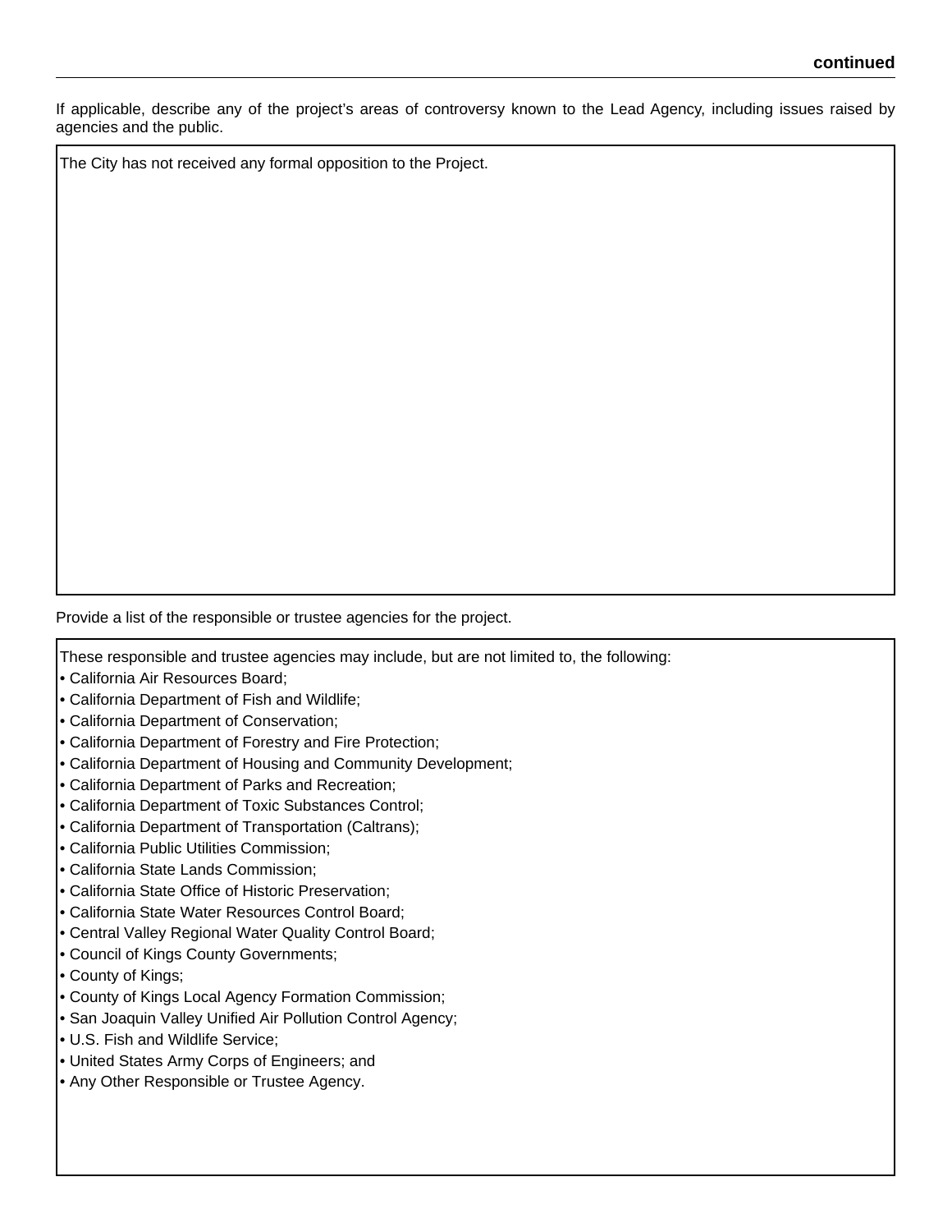**continued**

If applicable, describe any of the project's areas of controversy known to the Lead Agency, including issues raised by agencies and the public.

The City has not received any formal opposition to the Project.

Provide a list of the responsible or trustee agencies for the project.

These responsible and trustee agencies may include, but are not limited to, the following:

- California Air Resources Board;
- California Department of Fish and Wildlife;
- California Department of Conservation;
- California Department of Forestry and Fire Protection;
- California Department of Housing and Community Development;
- California Department of Parks and Recreation;
- California Department of Toxic Substances Control;
- California Department of Transportation (Caltrans);
- California Public Utilities Commission;
- California State Lands Commission;
- California State Office of Historic Preservation;
- California State Water Resources Control Board;
- Central Valley Regional Water Quality Control Board;
- Council of Kings County Governments;
- County of Kings;
- County of Kings Local Agency Formation Commission;
- San Joaquin Valley Unified Air Pollution Control Agency;
- U.S. Fish and Wildlife Service;
- United States Army Corps of Engineers; and
- Any Other Responsible or Trustee Agency.